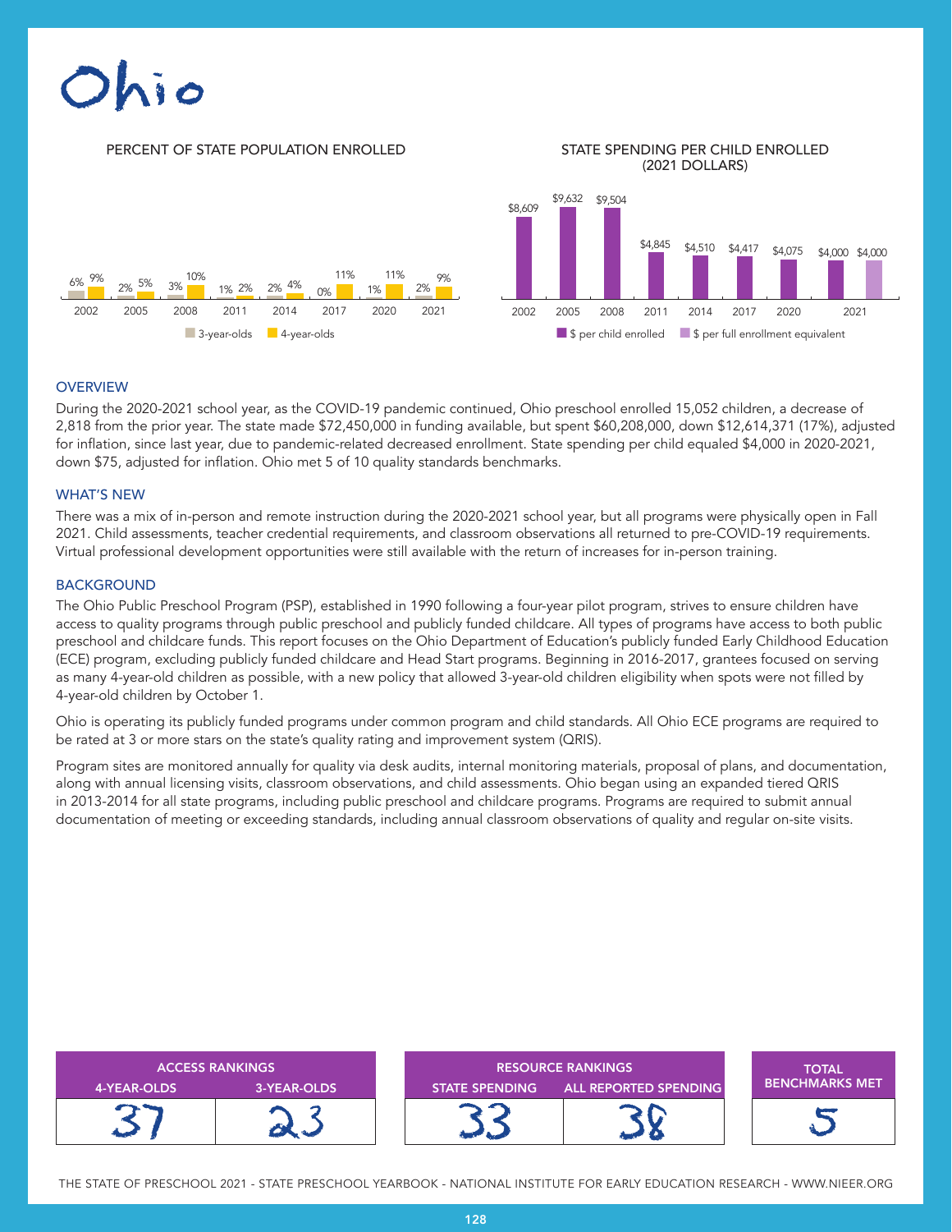# Ohio

PERCENT OF STATE POPULATION ENROLLED

| Year | 3-year-olds | 4-year-olds |
|---|---|---|
| 2002 | 6% | 9% |
| 2005 | 2% | 5% |
| 2008 | 3% | 10% |
| 2011 | 1% | 2% |
| 2014 | 2% | 4% |
| 2017 | 0% | 11% |
| 2020 | 1% | 11% |
| 2021 | 2% | 9% |

STATE SPENDING PER CHILD ENROLLED (2021 DOLLARS)

| Year | $ per child enrolled | $ per full enrollment equivalent |
|---|---|---|
| 2002 | $8,609 | |
| 2005 | $9,632 | |
| 2008 | $9,504 | |
| 2011 | $4,845 | |
| 2014 | $4,510 | |
| 2017 | $4,417 | |
| 2020 | $4,075 | |
| 2021 | $4,000 | $4,000 |

## OVERVIEW

During the 2020-2021 school year, as the COVID-19 pandemic continued, Ohio preschool enrolled 15,052 children, a decrease of 2,818 from the prior year. The state made $72,450,000 in funding available, but spent $60,208,000, down $12,614,371 (17%), adjusted for inflation, since last year, due to pandemic-related decreased enrollment. State spending per child equaled $4,000 in 2020-2021, down $75, adjusted for inflation. Ohio met 5 of 10 quality standards benchmarks.

## WHAT'S NEW

There was a mix of in-person and remote instruction during the 2020-2021 school year, but all programs were physically open in Fall 2021. Child assessments, teacher credential requirements, and classroom observations all returned to pre-COVID-19 requirements. Virtual professional development opportunities were still available with the return of increases for in-person training.

## BACKGROUND

The Ohio Public Preschool Program (PSP), established in 1990 following a four-year pilot program, strives to ensure children have access to quality programs through public preschool and publicly funded childcare. All types of programs have access to both public preschool and childcare funds. This report focuses on the Ohio Department of Education's publicly funded Early Childhood Education (ECE) program, excluding publicly funded childcare and Head Start programs. Beginning in 2016-2017, grantees focused on serving as many 4-year-old children as possible, with a new policy that allowed 3-year-old children eligibility when spots were not filled by 4-year-old children by October 1.

Ohio is operating its publicly funded programs under common program and child standards. All Ohio ECE programs are required to be rated at 3 or more stars on the state's quality rating and improvement system (QRIS).

Program sites are monitored annually for quality via desk audits, internal monitoring materials, proposal of plans, and documentation, along with annual licensing visits, classroom observations, and child assessments. Ohio began using an expanded tiered QRIS in 2013-2014 for all state programs, including public preschool and childcare programs. Programs are required to submit annual documentation of meeting or exceeding standards, including annual classroom observations of quality and regular on-site visits.

| ACCESS RANKINGS | | RESOURCE RANKINGS | | TOTAL BENCHMARKS MET |
|---|---|---|---|---|
| 4-YEAR-OLDS | 3-YEAR-OLDS | STATE SPENDING | ALL REPORTED SPENDING | |
| 37 | 23 | 33 | 38 | 5 |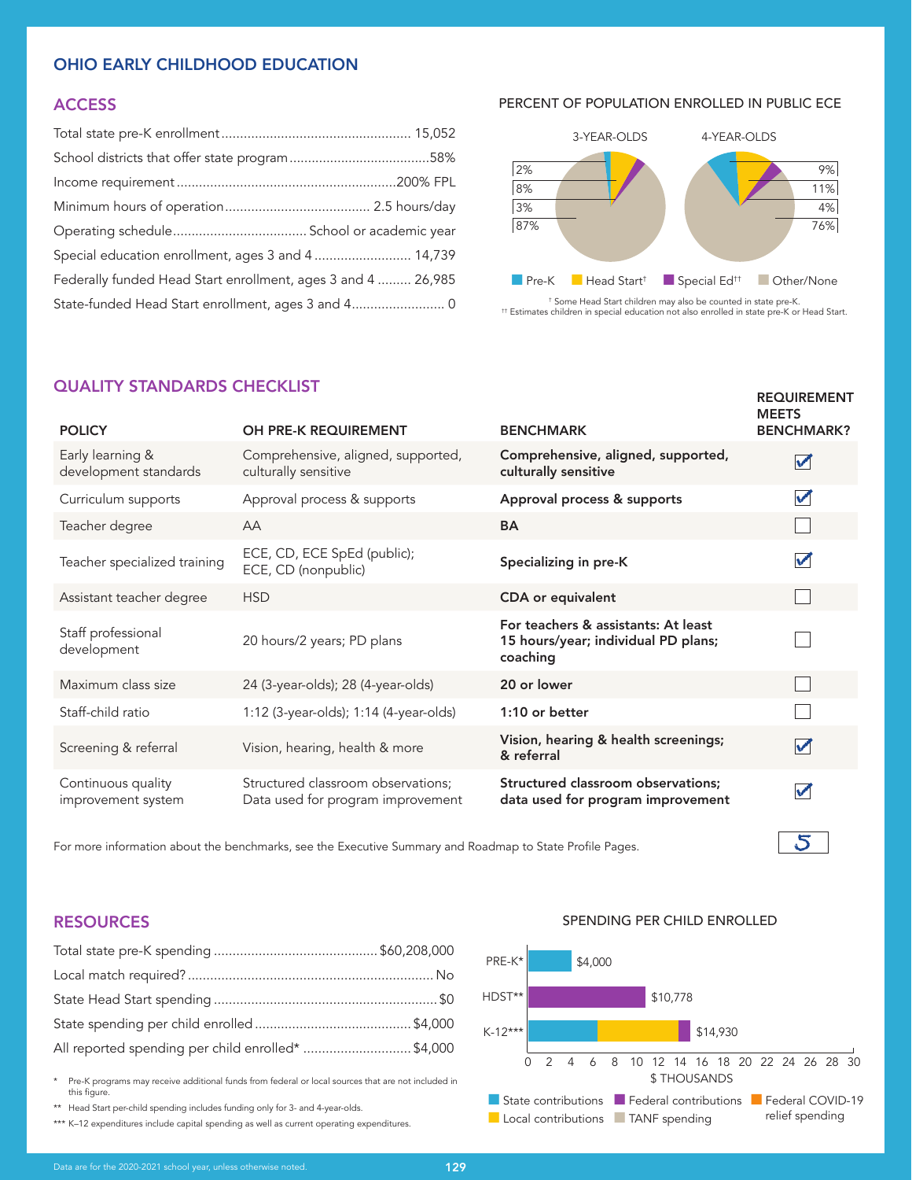# OHIO EARLY CHILDHOOD EDUCATION

## ACCESS

Total state pre-K enrollment .................................................. 15,052

School districts that offer state program .....................................58%

Income requirement ..........................................................200% FPL

Minimum hours of operation ....................................... 2.5 hours/day

Operating schedule ................................... School or academic year

Special education enrollment, ages 3 and 4 .......................... 14,739

Federally funded Head Start enrollment, ages 3 and 4 ......... 26,985

State-funded Head Start enrollment, ages 3 and 4......................... 0

PERCENT OF POPULATION ENROLLED IN PUBLIC ECE

3-YEAR-OLDS

2%
8%
3%
87%

4-YEAR-OLDS

9%
11%
4%
76%

Pre-K
Head Start†
Special Ed††
Other/None

† Some Head Start children may also be counted in state pre-K.
†† Estimates children in special education not also enrolled in state pre-K or Head Start.

## QUALITY STANDARDS CHECKLIST

| POLICY | OH PRE-K REQUIREMENT | BENCHMARK | REQUIREMENT MEETS BENCHMARK? |
|---|---|---|---|
| Early learning & development standards | Comprehensive, aligned, supported, culturally sensitive | **Comprehensive, aligned, supported, culturally sensitive** | ☑ |
| Curriculum supports | Approval process & supports | **Approval process & supports** | ☑ |
| Teacher degree | AA | **BA** | ☐ |
| Teacher specialized training | ECE, CD, ECE SpEd (public); ECE, CD (nonpublic) | **Specializing in pre-K** | ☑ |
| Assistant teacher degree | HSD | **CDA or equivalent** | ☐ |
| Staff professional development | 20 hours/2 years; PD plans | **For teachers & assistants: At least 15 hours/year; individual PD plans; coaching** | ☐ |
| Maximum class size | 24 (3-year-olds); 28 (4-year-olds) | **20 or lower** | ☐ |
| Staff-child ratio | 1:12 (3-year-olds); 1:14 (4-year-olds) | **1:10 or better** | ☐ |
| Screening & referral | Vision, hearing, health & more | **Vision, hearing & health screenings; & referral** | ☑ |
| Continuous quality improvement system | Structured classroom observations; Data used for program improvement | **Structured classroom observations; data used for program improvement** | ☑ |
| | | | 5 |

For more information about the benchmarks, see the Executive Summary and Roadmap to State Profile Pages.

## RESOURCES

Total state pre-K spending ........................................... $60,208,000

Local match required? ................................................................. No

State Head Start spending ............................................................ $0

State spending per child enrolled .......................................... $4,000

All reported spending per child enrolled* ............................. $4,000

\* Pre-K programs may receive additional funds from federal or local sources that are not included in this figure.

** Head Start per-child spending includes funding only for 3- and 4-year-olds.

*** K–12 expenditures include capital spending as well as current operating expenditures.

SPENDING PER CHILD ENROLLED

PRE-K* $4,000
HDST** $10,778
K-12*** $14,930

0 2 4 6 8 10 12 14 16 18 20 22 24 26 28 30
$ THOUSANDS

State contributions
Local contributions
Federal contributions
TANF spending
Federal COVID-19 relief spending

Data are for the 2020-2021 school year, unless otherwise noted.